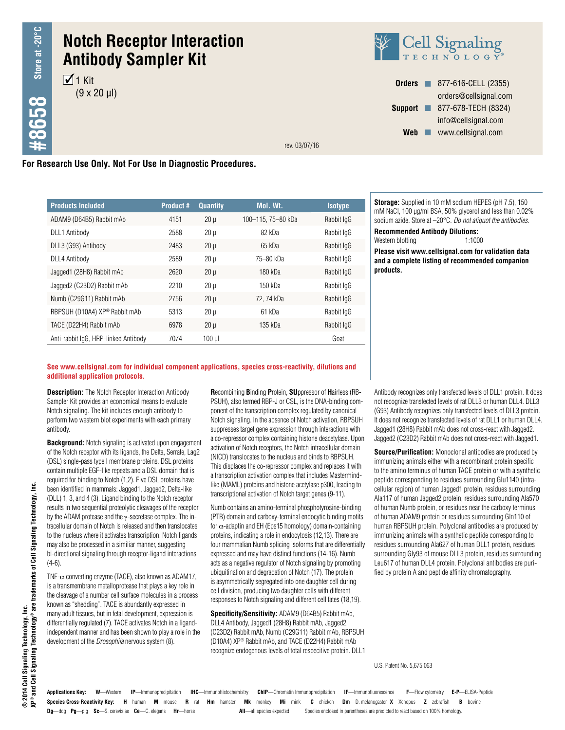# Notch Receptor Interaction Antibody Sampler Kit

#8658 Store at -20°C

☑ 1 Kit
(9 x 20 µl)

Cell Signaling TECHNOLOGY®

**Orders** ■ 877-616-CELL (2355)
orders@cellsignal.com
**Support** ■ 877-678-TECH (8324)
info@cellsignal.com
**Web** ■ www.cellsignal.com

rev. 03/07/16

**For Research Use Only. Not For Use In Diagnostic Procedures.**

| Products Included | Product # | Quantity | Mol. Wt. | Isotype |
|---|---|---|---|---|
| ADAM9 (D64B5) Rabbit mAb | 4151 | 20 µl | 100–115, 75–80 kDa | Rabbit IgG |
| DLL1 Antibody | 2588 | 20 µl | 82 kDa | Rabbit IgG |
| DLL3 (G93) Antibody | 2483 | 20 µl | 65 kDa | Rabbit IgG |
| DLL4 Antibody | 2589 | 20 µl | 75–80 kDa | Rabbit IgG |
| Jagged1 (28H8) Rabbit mAb | 2620 | 20 µl | 180 kDa | Rabbit IgG |
| Jagged2 (C23D2) Rabbit mAb | 2210 | 20 µl | 150 kDa | Rabbit IgG |
| Numb (C29G11) Rabbit mAb | 2756 | 20 µl | 72, 74 kDa | Rabbit IgG |
| RBPSUH (D10A4) XP® Rabbit mAb | 5313 | 20 µl | 61 kDa | Rabbit IgG |
| TACE (D22H4) Rabbit mAb | 6978 | 20 µl | 135 kDa | Rabbit IgG |
| Anti-rabbit IgG, HRP-linked Antibody | 7074 | 100 µl | | Goat |

**Storage:** Supplied in 10 mM sodium HEPES (pH 7.5), 150 mM NaCl, 100 µg/ml BSA, 50% glycerol and less than 0.02% sodium azide. Store at –20°C. *Do not aliquot the antibodies.*

**Recommended Antibody Dilutions:**
Western blotting 1:1000

**Please visit www.cellsignal.com for validation data and a complete listing of recommended companion products.**

**See www.cellsignal.com for individual component applications, species cross-reactivity, dilutions and additional application protocols.**

**Description:** The Notch Receptor Interaction Antibody Sampler Kit provides an economical means to evaluate Notch signaling. The kit includes enough antibody to perform two western blot experiments with each primary antibody.

**Background:** Notch signaling is activated upon engagement of the Notch receptor with its ligands, the Delta, Serrate, Lag2 (DSL) single-pass type I membrane proteins. DSL proteins contain multiple EGF-like repeats and a DSL domain that is required for binding to Notch (1,2). Five DSL proteins have been identified in mammals: Jagged1, Jagged2, Delta-like (DLL) 1, 3, and 4 (3). Ligand binding to the Notch receptor results in two sequential proteolytic cleavages of the receptor by the ADAM protease and the γ-secretase complex. The intracellular domain of Notch is released and then translocates to the nucleus where it activates transcription. Notch ligands may also be processed in a similiar manner, suggesting bi-directional signaling through receptor-ligand interactions (4-6).

TNF-α converting enzyme (TACE), also known as ADAM17, is a transmembrane metalloprotease that plays a key role in the cleavage of a number cell surface molecules in a process known as "shedding". TACE is abundantly expressed in many adult tissues, but in fetal development, expression is differentially regulated (7). TACE activates Notch in a ligand-independent manner and has been shown to play a role in the development of the *Drosophila* nervous system (8).

**R**ecombining **B**inding **P**rotein, **SU**ppressor of **H**airless (RBPSUH), also termed RBP-J or CSL, is the DNA-binding component of the transcription complex regulated by canonical Notch signaling. In the absence of Notch activation, RBPSUH suppresses target gene expression through interactions with a co-repressor complex containing histone deacetylase. Upon activation of Notch receptors, the Notch intracellular domain (NICD) translocates to the nucleus and binds to RBPSUH. This displaces the co-repressor complex and replaces it with a transcription activation complex that includes Mastermind-like (MAML) proteins and histone acetylase p300, leading to transcriptional activation of Notch target genes (9-11).

Numb contains an amino-terminal phosphotyrosine-binding (PTB) domain and carboxy-terminal endocytic binding motifs for α-adaptin and EH (Eps15 homology) domain-containing proteins, indicating a role in endocytosis (12,13). There are four mammalian Numb splicing isoforms that are differentially expressed and may have distinct functions (14-16). Numb acts as a negative regulator of Notch signaling by promoting ubiquitination and degradation of Notch (17). The protein is asymmetrically segregated into one daughter cell during cell division, producing two daughter cells with different responses to Notch signaling and different cell fates (18,19).

**Specificity/Sensitivity:** ADAM9 (D64B5) Rabbit mAb, DLL4 Antibody, Jagged1 (28H8) Rabbit mAb, Jagged2 (C23D2) Rabbit mAb, Numb (C29G11) Rabbit mAb, RBPSUH (D10A4) XP® Rabbit mAb, and TACE (D22H4) Rabbit mAb recognize endogenous levels of total respective protein. DLL1 Antibody recognizes only transfected levels of DLL1 protein. It does not recognize transfected levels of rat DLL3 or human DLL4. DLL3 (G93) Antibody recognizes only transfected levels of DLL3 protein. It does not recognize transfected levels of rat DLL1 or human DLL4. Jagged1 (28H8) Rabbit mAb does not cross-react with Jagged2. Jagged2 (C23D2) Rabbit mAb does not cross-react with Jagged1.

**Source/Purification:** Monoclonal antibodies are produced by immunizing animals either with a recombinant protein specific to the amino terminus of human TACE protein or with a synthetic peptide corresponding to residues surrounding Glu1140 (intracellular region) of human Jagged1 protein, residues surrounding Ala117 of human Jagged2 protein, residues surrounding Ala570 of human Numb protein, or residues near the carboxy terminus of human ADAM9 protein or residues surrounding Gln110 of human RBPSUH protein. Polyclonal antibodies are produced by immunizing animals with a synthetic peptide corresponding to residues surrounding Ala627 of human DLL1 protein, residues surrounding Gly93 of mouse DLL3 protein, residues surrounding Leu617 of human DLL4 protein. Polyclonal antibodies are purified by protein A and peptide affinity chromatography.

U.S. Patent No. 5,675,063

© 2014 Cell Signaling Technology, Inc.
XP® and Cell Signaling Technology® are trademarks of Cell Signaling Technology, Inc.

**Applications Key:** **W**—Western **IP**—Immunoprecipitation **IHC**—Immunohistochemistry **ChIP**—Chromatin Immunoprecipitation **IF**—Immunofluorescence **F**—Flow cytometry **E-P**—ELISA-Peptide
**Species Cross-Reactivity Key:** **H**—human **M**—mouse **R**—rat **Hm**—hamster **Mk**—monkey **Mi**—mink **C**—chicken **Dm**—D. melanogaster **X**—Xenopus **Z**—zebrafish **B**—bovine **Dg**—dog **Pg**—pig **Sc**—S. cerevisiae **Ce**—C. elegans **Hr**—horse **All**—all species expected Species enclosed in parentheses are predicted to react based on 100% homology.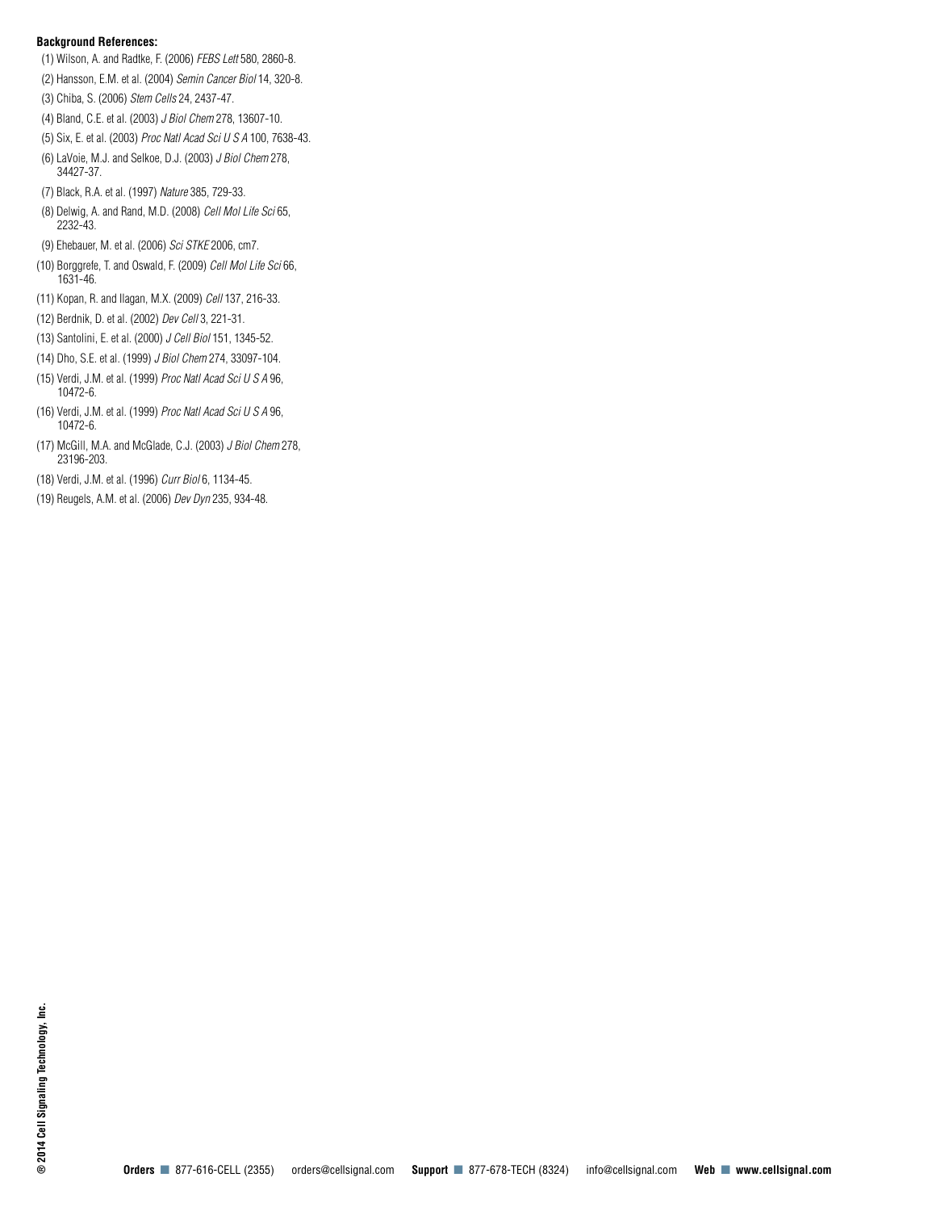**Background References:**

(1) Wilson, A. and Radtke, F. (2006) *FEBS Lett* 580, 2860-8.

(2) Hansson, E.M. et al. (2004) *Semin Cancer Biol* 14, 320-8.

(3) Chiba, S. (2006) *Stem Cells* 24, 2437-47.

(4) Bland, C.E. et al. (2003) *J Biol Chem* 278, 13607-10.

(5) Six, E. et al. (2003) *Proc Natl Acad Sci U S A* 100, 7638-43.

(6) LaVoie, M.J. and Selkoe, D.J. (2003) *J Biol Chem* 278, 34427-37.

(7) Black, R.A. et al. (1997) *Nature* 385, 729-33.

(8) Delwig, A. and Rand, M.D. (2008) *Cell Mol Life Sci* 65, 2232-43.

(9) Ehebauer, M. et al. (2006) *Sci STKE* 2006, cm7.

(10) Borggrefe, T. and Oswald, F. (2009) *Cell Mol Life Sci* 66, 1631-46.

(11) Kopan, R. and Ilagan, M.X. (2009) *Cell* 137, 216-33.

(12) Berdnik, D. et al. (2002) *Dev Cell* 3, 221-31.

(13) Santolini, E. et al. (2000) *J Cell Biol* 151, 1345-52.

(14) Dho, S.E. et al. (1999) *J Biol Chem* 274, 33097-104.

(15) Verdi, J.M. et al. (1999) *Proc Natl Acad Sci U S A* 96, 10472-6.

(16) Verdi, J.M. et al. (1999) *Proc Natl Acad Sci U S A* 96, 10472-6.

(17) McGill, M.A. and McGlade, C.J. (2003) *J Biol Chem* 278, 23196-203.

(18) Verdi, J.M. et al. (1996) *Curr Biol* 6, 1134-45.

(19) Reugels, A.M. et al. (2006) *Dev Dyn* 235, 934-48.

® 2014 Cell Signaling Technology, Inc.

**Orders** ■ 877-616-CELL (2355) orders@cellsignal.com **Support** ■ 877-678-TECH (8324) info@cellsignal.com **Web** ■ **www.cellsignal.com**